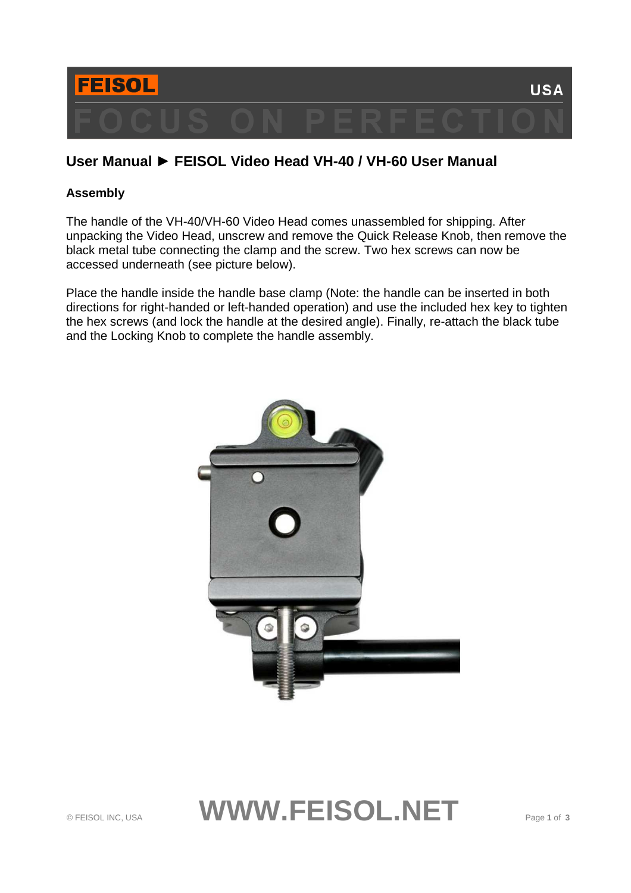FEISOL USA

FOCUS ON PERFECTION

# User Manual ► FEISOL Video Head VH-40 / VH-60 User Manual

## Assembly

The handle of the VH-40/VH-60 Video Head comes unassembled for shipping. After unpacking the Video Head, unscrew and remove the Quick Release Knob, then remove the black metal tube connecting the clamp and the screw. Two hex screws can now be accessed underneath (see picture below).

Place the handle inside the handle base clamp (Note: the handle can be inserted in both directions for right-handed or left-handed operation) and use the included hex key to tighten the hex screws (and lock the handle at the desired angle). Finally, re-attach the black tube and the Locking Knob to complete the handle assembly.

© FEISOL INC, USA

WWW.FEISOL.NET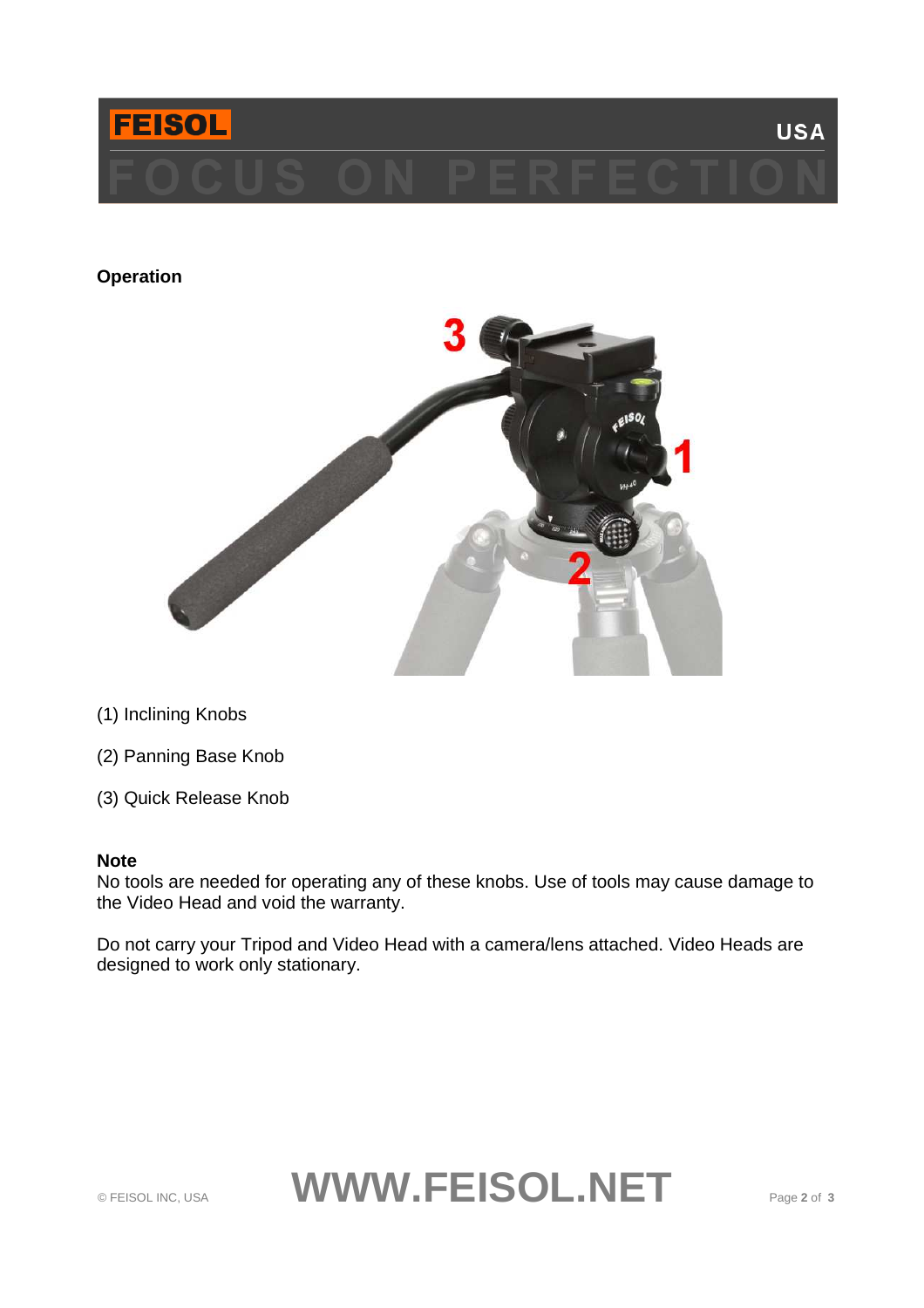## Operation

(1) Inclining Knobs

(2) Panning Base Knob

(3) Quick Release Knob

**Note**

No tools are needed for operating any of these knobs. Use of tools may cause damage to the Video Head and void the warranty.

Do not carry your Tripod and Video Head with a camera/lens attached. Video Heads are designed to work only stationary.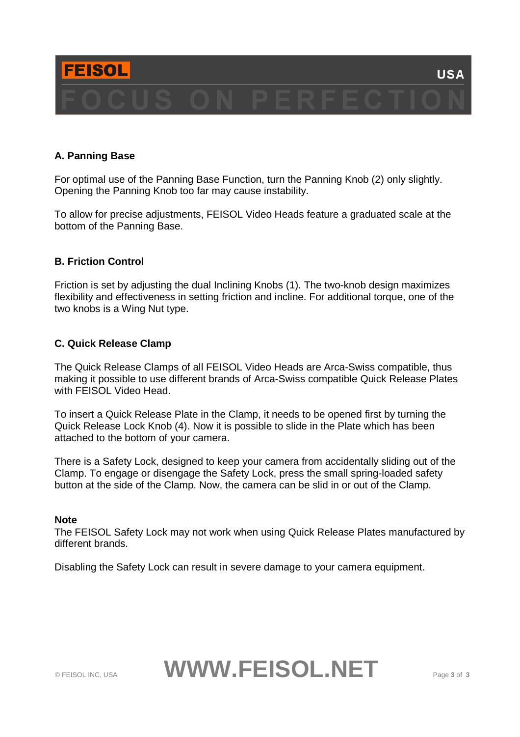## A. Panning Base

For optimal use of the Panning Base Function, turn the Panning Knob (2) only slightly. Opening the Panning Knob too far may cause instability.

To allow for precise adjustments, FEISOL Video Heads feature a graduated scale at the bottom of the Panning Base.

## B. Friction Control

Friction is set by adjusting the dual Inclining Knobs (1). The two-knob design maximizes flexibility and effectiveness in setting friction and incline. For additional torque, one of the two knobs is a Wing Nut type.

## C. Quick Release Clamp

The Quick Release Clamps of all FEISOL Video Heads are Arca-Swiss compatible, thus making it possible to use different brands of Arca-Swiss compatible Quick Release Plates with FEISOL Video Head.

To insert a Quick Release Plate in the Clamp, it needs to be opened first by turning the Quick Release Lock Knob (4). Now it is possible to slide in the Plate which has been attached to the bottom of your camera.

There is a Safety Lock, designed to keep your camera from accidentally sliding out of the Clamp. To engage or disengage the Safety Lock, press the small spring-loaded safety button at the side of the Clamp. Now, the camera can be slid in or out of the Clamp.

**Note**

The FEISOL Safety Lock may not work when using Quick Release Plates manufactured by different brands.

Disabling the Safety Lock can result in severe damage to your camera equipment.